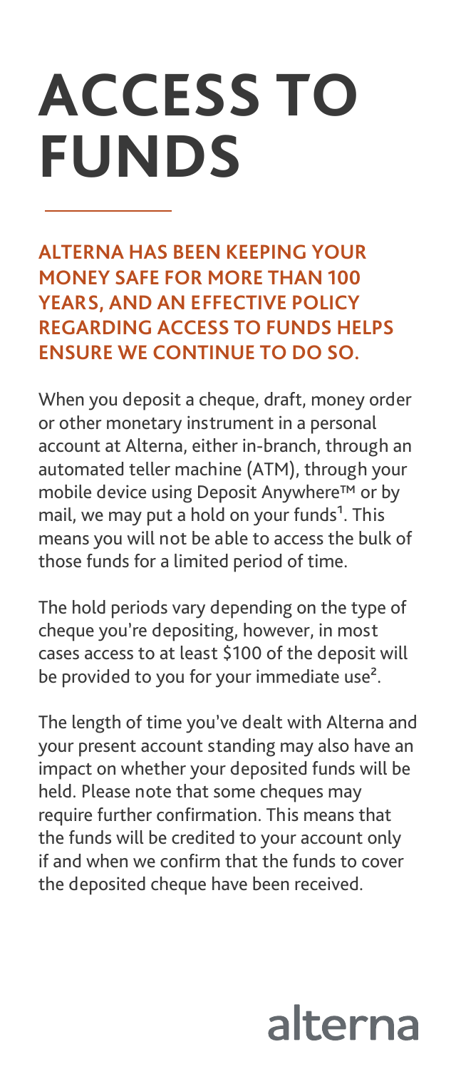# ACCESS TO FUNDS

**ALTERNA HAS BEEN KEEPING YOUR MONEY SAFE FOR MORE THAN 100 YEARS, AND AN EFFECTIVE POLICY REGARDING ACCESS TO FUNDS HELPS ENSURE WE CONTINUE TO DO SO.**

When you deposit a cheque, draft, money order or other monetary instrument in a personal account at Alterna, either in-branch, through an automated teller machine (ATM), through your mobile device using Deposit Anywhere™ or by mail, we may put a hold on your funds[1]. This means you will not be able to access the bulk of those funds for a limited period of time.

The hold periods vary depending on the type of cheque you're depositing, however, in most cases access to at least $100 of the deposit will be provided to you for your immediate use[2].

The length of time you've dealt with Alterna and your present account standing may also have an impact on whether your deposited funds will be held. Please note that some cheques may require further confirmation. This means that the funds will be credited to your account only if and when we confirm that the funds to cover the deposited cheque have been received.

alterna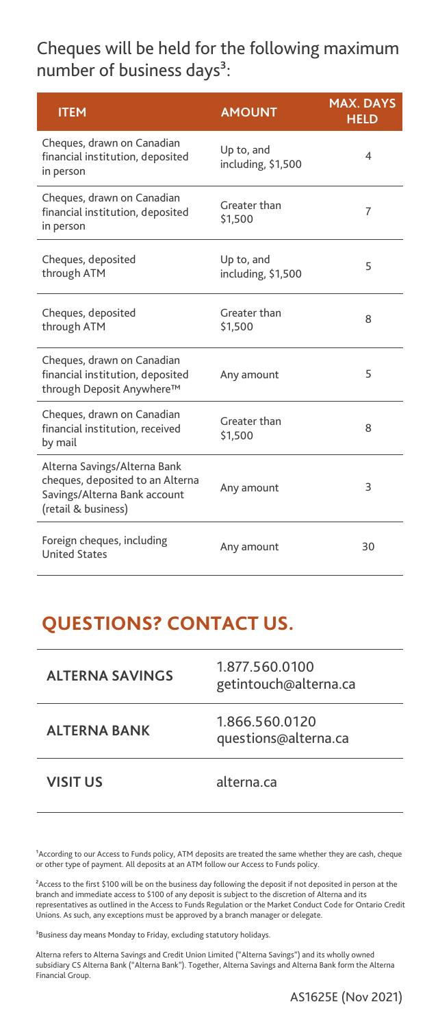## Cheques will be held for the following maximum number of business days[3]:

| ITEM | AMOUNT | MAX. DAYS HELD |
|---|---|---|
| Cheques, drawn on Canadian financial institution, deposited in person | Up to, and including, $1,500 | 4 |
| Cheques, drawn on Canadian financial institution, deposited in person | Greater than $1,500 | 7 |
| Cheques, deposited through ATM | Up to, and including, $1,500 | 5 |
| Cheques, deposited through ATM | Greater than $1,500 | 8 |
| Cheques, drawn on Canadian financial institution, deposited through Deposit Anywhere™ | Any amount | 5 |
| Cheques, drawn on Canadian financial institution, received by mail | Greater than $1,500 | 8 |
| Alterna Savings/Alterna Bank cheques, deposited to an Alterna Savings/Alterna Bank account (retail & business) | Any amount | 3 |
| Foreign cheques, including United States | Any amount | 30 |

## QUESTIONS? CONTACT US.

| | |
|---|---|
| **ALTERNA SAVINGS** | 1.877.560.0100<br>getintouch@alterna.ca |
| **ALTERNA BANK** | 1.866.560.0120<br>questions@alterna.ca |
| **VISIT US** | alterna.ca |

[1]According to our Access to Funds policy, ATM deposits are treated the same whether they are cash, cheque or other type of payment. All deposits at an ATM follow our Access to Funds policy.

[2]Access to the first $100 will be on the business day following the deposit if not deposited in person at the branch and immediate access to $100 of any deposit is subject to the discretion of Alterna and its representatives as outlined in the Access to Funds Regulation or the Market Conduct Code for Ontario Credit Unions. As such, any exceptions must be approved by a branch manager or delegate.

[3]Business day means Monday to Friday, excluding statutory holidays.

Alterna refers to Alterna Savings and Credit Union Limited ("Alterna Savings") and its wholly owned subsidiary CS Alterna Bank ("Alterna Bank"). Together, Alterna Savings and Alterna Bank form the Alterna Financial Group.

AS1625E (Nov 2021)